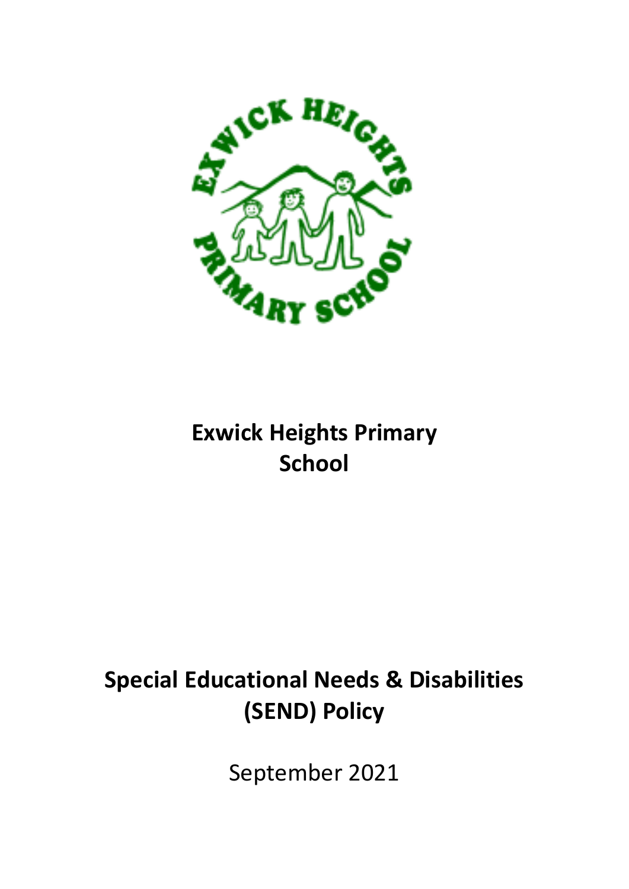# Exwick Heights Primary School

# Special Educational Needs & Disabilities (SEND) Policy

September 2021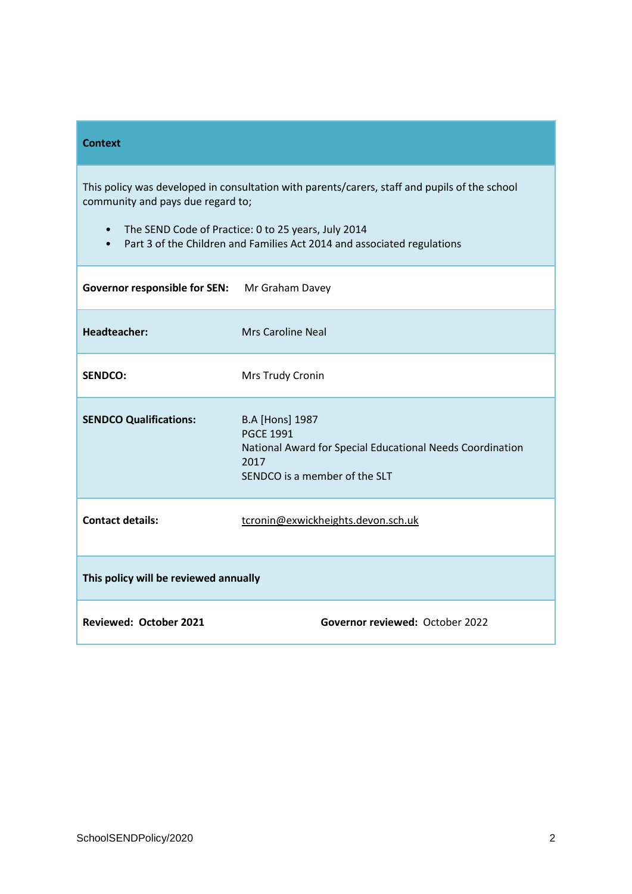**Context**

This policy was developed in consultation with parents/carers, staff and pupils of the school community and pays due regard to;

- The SEND Code of Practice: 0 to 25 years, July 2014
- Part 3 of the Children and Families Act 2014 and associated regulations

| | |
|---|---|
| **Governor responsible for SEN:** | Mr Graham Davey |
| **Headteacher:** | Mrs Caroline Neal |
| **SENDCO:** | Mrs Trudy Cronin |
| **SENDCO Qualifications:** | B.A [Hons] 1987<br>PGCE 1991<br>National Award for Special Educational Needs Coordination 2017<br>SENDCO is a member of the SLT |
| **Contact details:** | tcronin@exwickheights.devon.sch.uk |

**This policy will be reviewed annually**

**Reviewed: October 2021** **Governor reviewed:** October 2022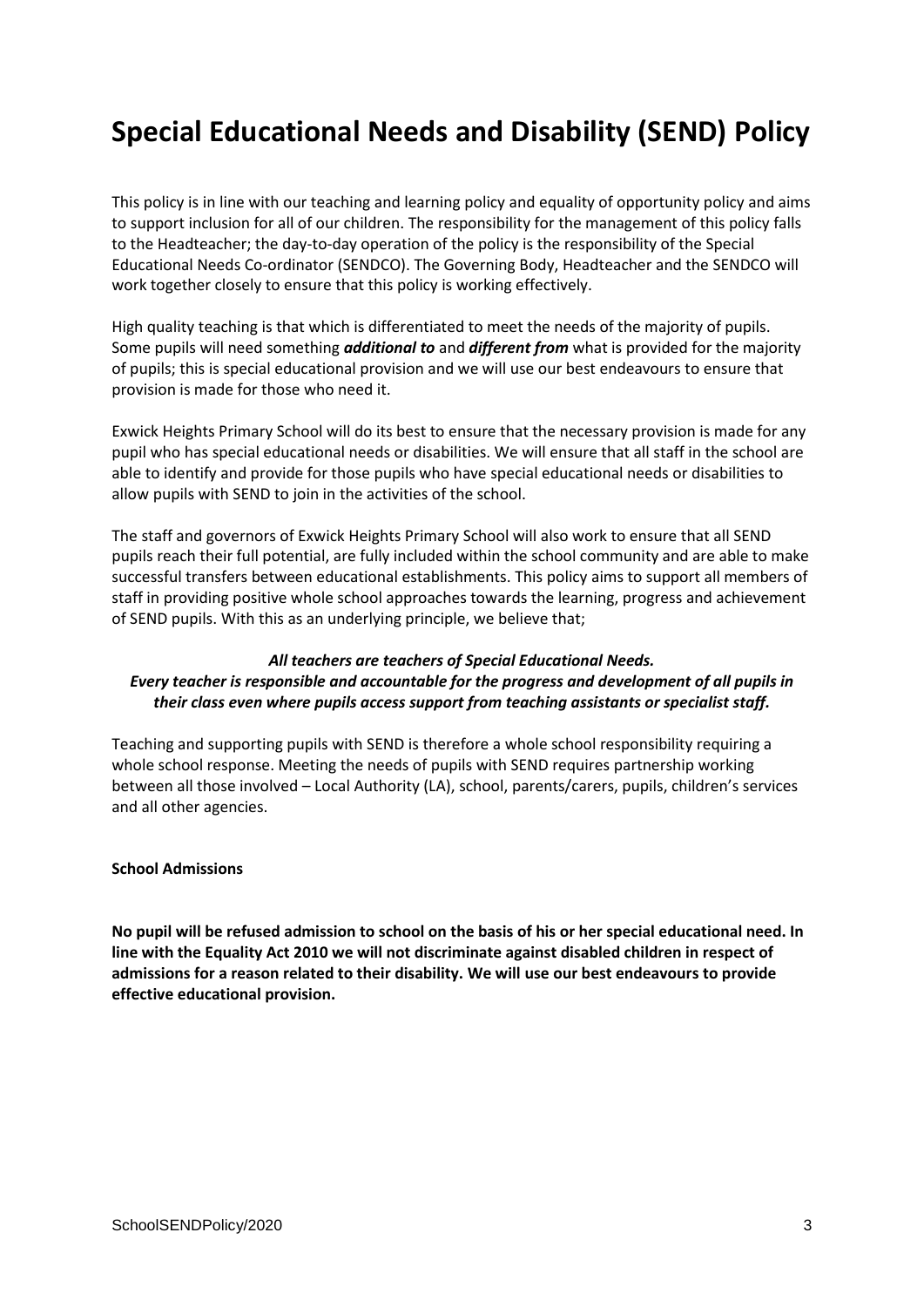# Special Educational Needs and Disability (SEND) Policy

This policy is in line with our teaching and learning policy and equality of opportunity policy and aims to support inclusion for all of our children. The responsibility for the management of this policy falls to the Headteacher; the day-to-day operation of the policy is the responsibility of the Special Educational Needs Co-ordinator (SENDCO). The Governing Body, Headteacher and the SENDCO will work together closely to ensure that this policy is working effectively.

High quality teaching is that which is differentiated to meet the needs of the majority of pupils. Some pupils will need something ***additional to*** and ***different from*** what is provided for the majority of pupils; this is special educational provision and we will use our best endeavours to ensure that provision is made for those who need it.

Exwick Heights Primary School will do its best to ensure that the necessary provision is made for any pupil who has special educational needs or disabilities. We will ensure that all staff in the school are able to identify and provide for those pupils who have special educational needs or disabilities to allow pupils with SEND to join in the activities of the school.

The staff and governors of Exwick Heights Primary School will also work to ensure that all SEND pupils reach their full potential, are fully included within the school community and are able to make successful transfers between educational establishments. This policy aims to support all members of staff in providing positive whole school approaches towards the learning, progress and achievement of SEND pupils. With this as an underlying principle, we believe that;

***All teachers are teachers of Special Educational Needs.***
***Every teacher is responsible and accountable for the progress and development of all pupils in their class even where pupils access support from teaching assistants or specialist staff.***

Teaching and supporting pupils with SEND is therefore a whole school responsibility requiring a whole school response. Meeting the needs of pupils with SEND requires partnership working between all those involved – Local Authority (LA), school, parents/carers, pupils, children's services and all other agencies.

**School Admissions**

**No pupil will be refused admission to school on the basis of his or her special educational need. In line with the Equality Act 2010 we will not discriminate against disabled children in respect of admissions for a reason related to their disability. We will use our best endeavours to provide effective educational provision.**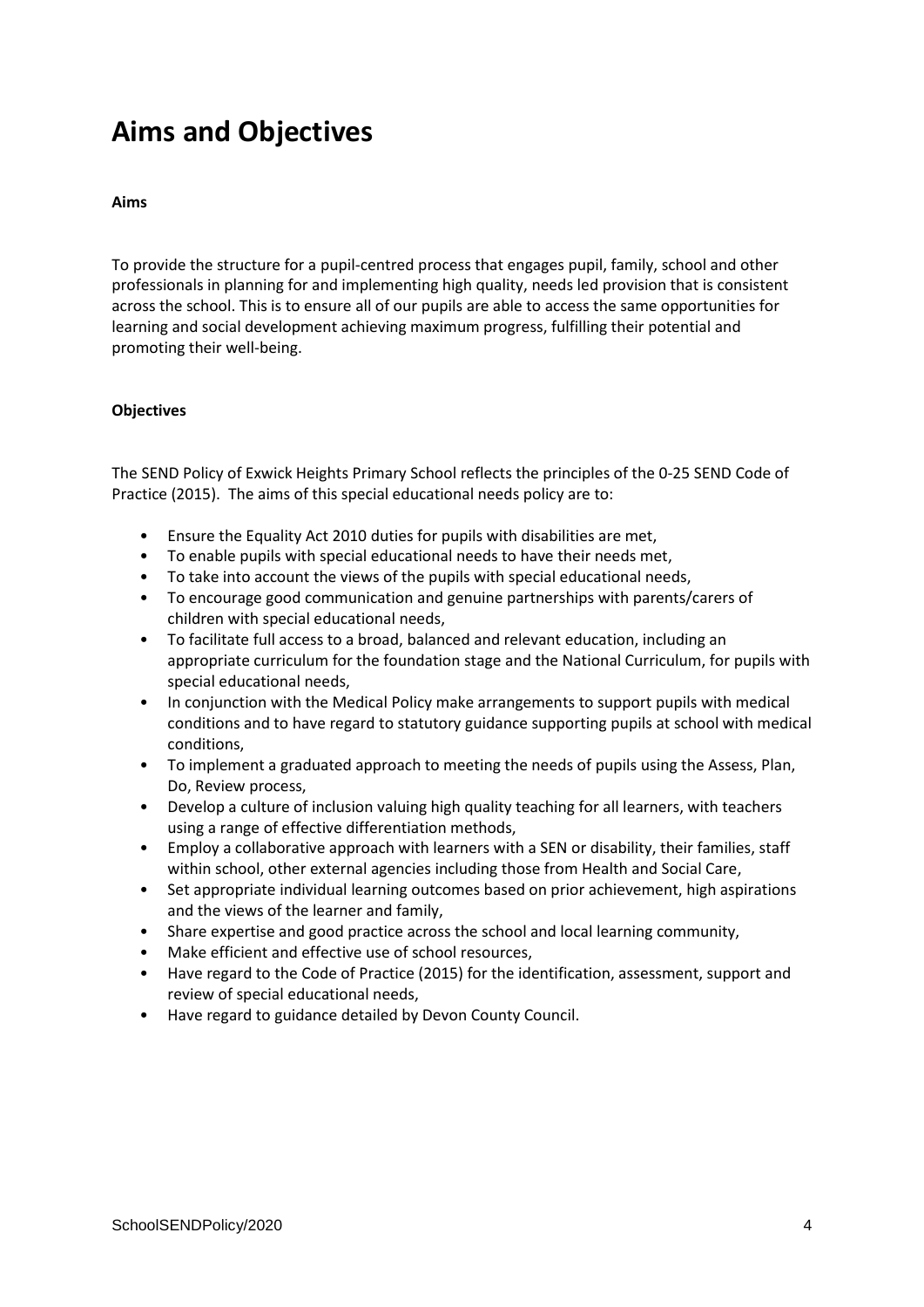# Aims and Objectives

**Aims**

To provide the structure for a pupil-centred process that engages pupil, family, school and other professionals in planning for and implementing high quality, needs led provision that is consistent across the school. This is to ensure all of our pupils are able to access the same opportunities for learning and social development achieving maximum progress, fulfilling their potential and promoting their well-being.

**Objectives**

The SEND Policy of Exwick Heights Primary School reflects the principles of the 0-25 SEND Code of Practice (2015). The aims of this special educational needs policy are to:

- Ensure the Equality Act 2010 duties for pupils with disabilities are met,
- To enable pupils with special educational needs to have their needs met,
- To take into account the views of the pupils with special educational needs,
- To encourage good communication and genuine partnerships with parents/carers of children with special educational needs,
- To facilitate full access to a broad, balanced and relevant education, including an appropriate curriculum for the foundation stage and the National Curriculum, for pupils with special educational needs,
- In conjunction with the Medical Policy make arrangements to support pupils with medical conditions and to have regard to statutory guidance supporting pupils at school with medical conditions,
- To implement a graduated approach to meeting the needs of pupils using the Assess, Plan, Do, Review process,
- Develop a culture of inclusion valuing high quality teaching for all learners, with teachers using a range of effective differentiation methods,
- Employ a collaborative approach with learners with a SEN or disability, their families, staff within school, other external agencies including those from Health and Social Care,
- Set appropriate individual learning outcomes based on prior achievement, high aspirations and the views of the learner and family,
- Share expertise and good practice across the school and local learning community,
- Make efficient and effective use of school resources,
- Have regard to the Code of Practice (2015) for the identification, assessment, support and review of special educational needs,
- Have regard to guidance detailed by Devon County Council.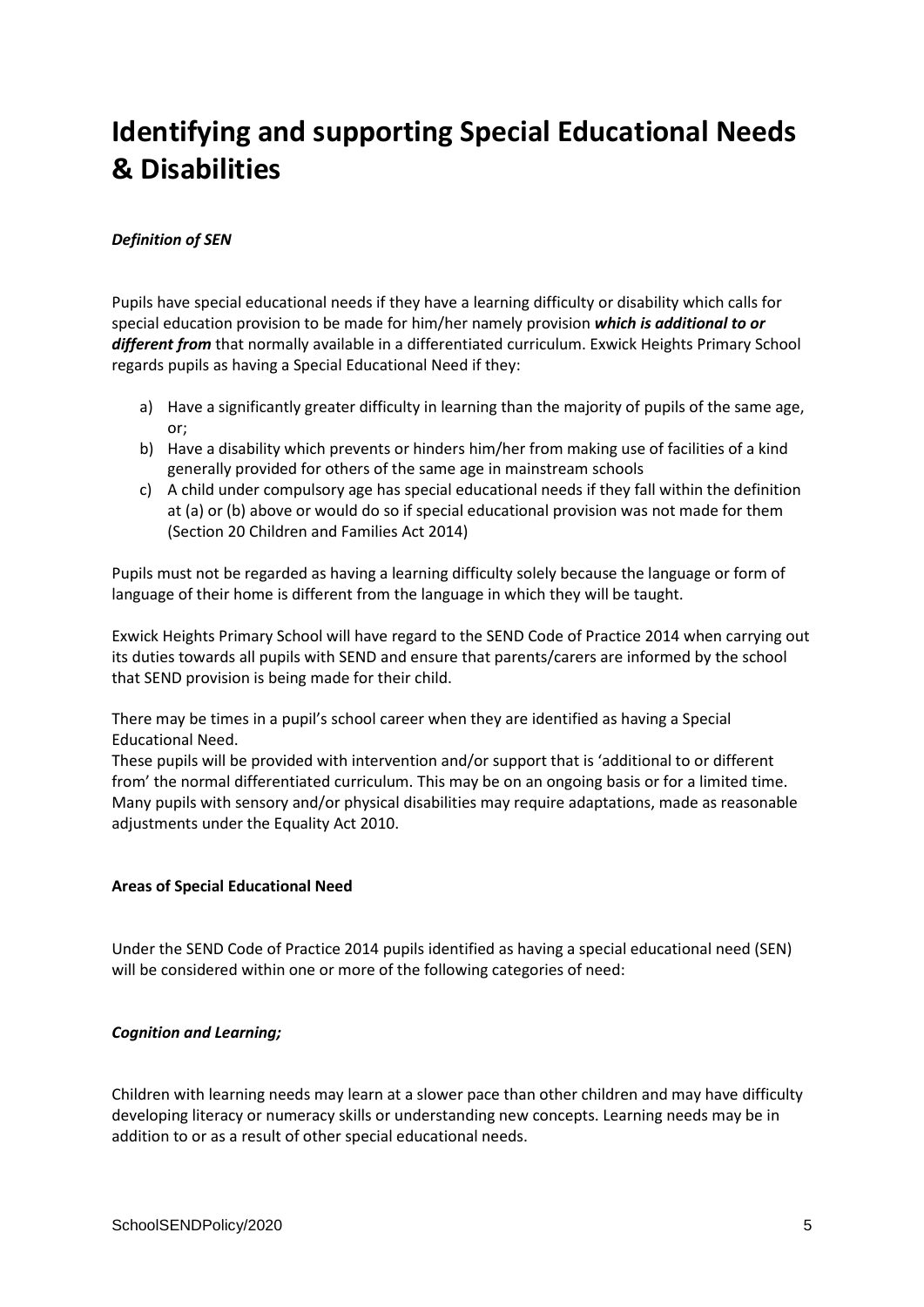# Identifying and supporting Special Educational Needs & Disabilities

***Definition of SEN***

Pupils have special educational needs if they have a learning difficulty or disability which calls for special education provision to be made for him/her namely provision ***which is additional to or different from*** that normally available in a differentiated curriculum. Exwick Heights Primary School regards pupils as having a Special Educational Need if they:

a) Have a significantly greater difficulty in learning than the majority of pupils of the same age, or;
b) Have a disability which prevents or hinders him/her from making use of facilities of a kind generally provided for others of the same age in mainstream schools
c) A child under compulsory age has special educational needs if they fall within the definition at (a) or (b) above or would do so if special educational provision was not made for them (Section 20 Children and Families Act 2014)

Pupils must not be regarded as having a learning difficulty solely because the language or form of language of their home is different from the language in which they will be taught.

Exwick Heights Primary School will have regard to the SEND Code of Practice 2014 when carrying out its duties towards all pupils with SEND and ensure that parents/carers are informed by the school that SEND provision is being made for their child.

There may be times in a pupil's school career when they are identified as having a Special Educational Need.
These pupils will be provided with intervention and/or support that is 'additional to or different from' the normal differentiated curriculum. This may be on an ongoing basis or for a limited time. Many pupils with sensory and/or physical disabilities may require adaptations, made as reasonable adjustments under the Equality Act 2010.

**Areas of Special Educational Need**

Under the SEND Code of Practice 2014 pupils identified as having a special educational need (SEN) will be considered within one or more of the following categories of need:

***Cognition and Learning;***

Children with learning needs may learn at a slower pace than other children and may have difficulty developing literacy or numeracy skills or understanding new concepts. Learning needs may be in addition to or as a result of other special educational needs.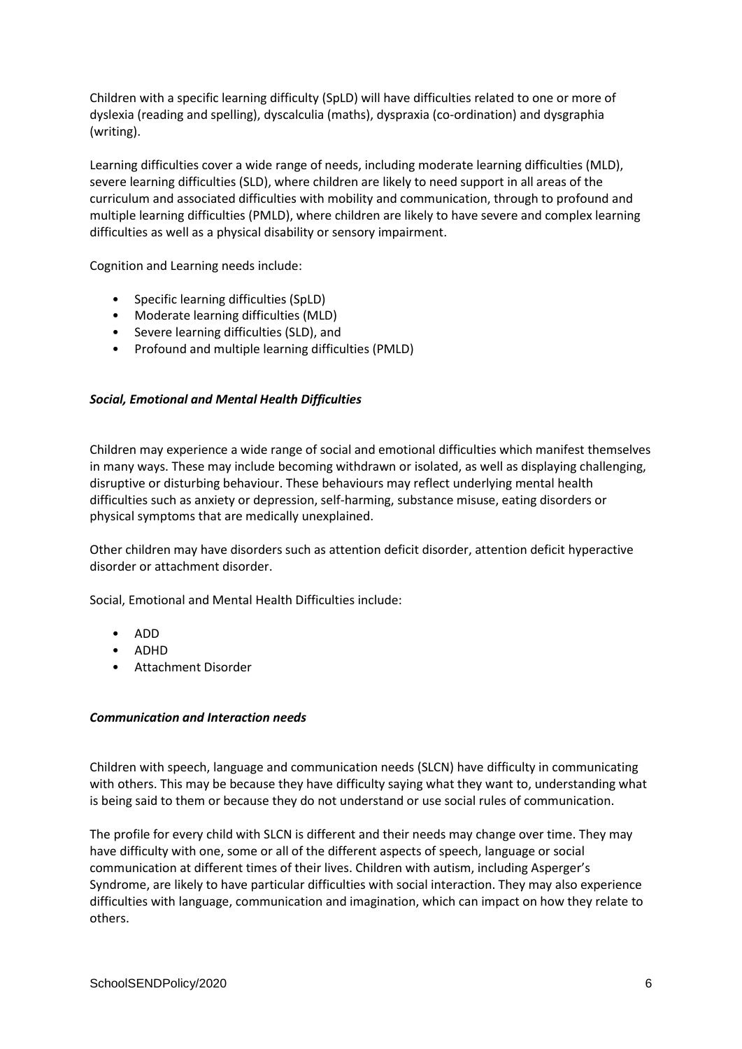Children with a specific learning difficulty (SpLD) will have difficulties related to one or more of dyslexia (reading and spelling), dyscalculia (maths), dyspraxia (co-ordination) and dysgraphia (writing).

Learning difficulties cover a wide range of needs, including moderate learning difficulties (MLD), severe learning difficulties (SLD), where children are likely to need support in all areas of the curriculum and associated difficulties with mobility and communication, through to profound and multiple learning difficulties (PMLD), where children are likely to have severe and complex learning difficulties as well as a physical disability or sensory impairment.

Cognition and Learning needs include:

- Specific learning difficulties (SpLD)
- Moderate learning difficulties (MLD)
- Severe learning difficulties (SLD), and
- Profound and multiple learning difficulties (PMLD)

***Social, Emotional and Mental Health Difficulties***

Children may experience a wide range of social and emotional difficulties which manifest themselves in many ways. These may include becoming withdrawn or isolated, as well as displaying challenging, disruptive or disturbing behaviour. These behaviours may reflect underlying mental health difficulties such as anxiety or depression, self-harming, substance misuse, eating disorders or physical symptoms that are medically unexplained.

Other children may have disorders such as attention deficit disorder, attention deficit hyperactive disorder or attachment disorder.

Social, Emotional and Mental Health Difficulties include:

- ADD
- ADHD
- Attachment Disorder

***Communication and Interaction needs***

Children with speech, language and communication needs (SLCN) have difficulty in communicating with others. This may be because they have difficulty saying what they want to, understanding what is being said to them or because they do not understand or use social rules of communication.

The profile for every child with SLCN is different and their needs may change over time. They may have difficulty with one, some or all of the different aspects of speech, language or social communication at different times of their lives. Children with autism, including Asperger's Syndrome, are likely to have particular difficulties with social interaction. They may also experience difficulties with language, communication and imagination, which can impact on how they relate to others.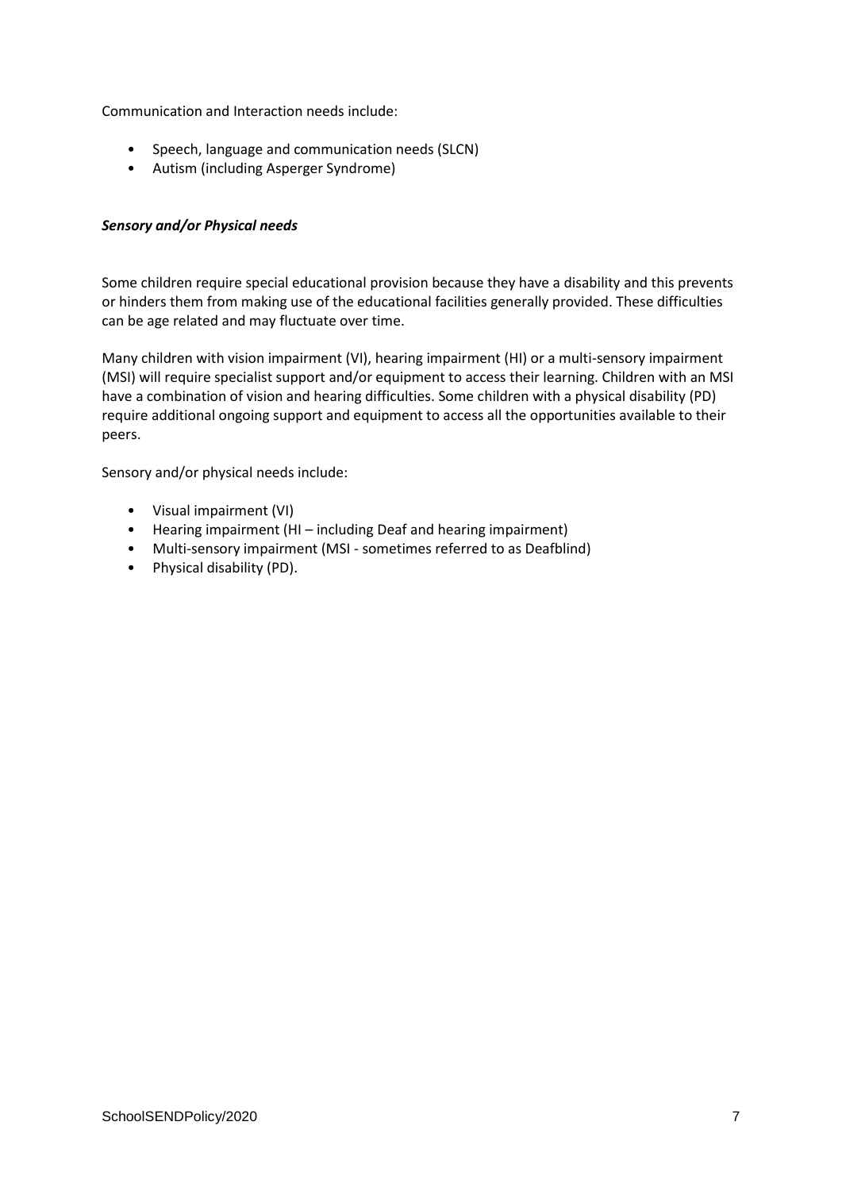Communication and Interaction needs include:

- Speech, language and communication needs (SLCN)
- Autism (including Asperger Syndrome)

***Sensory and/or Physical needs***

Some children require special educational provision because they have a disability and this prevents or hinders them from making use of the educational facilities generally provided. These difficulties can be age related and may fluctuate over time.

Many children with vision impairment (VI), hearing impairment (HI) or a multi-sensory impairment (MSI) will require specialist support and/or equipment to access their learning. Children with an MSI have a combination of vision and hearing difficulties. Some children with a physical disability (PD) require additional ongoing support and equipment to access all the opportunities available to their peers.

Sensory and/or physical needs include:

- Visual impairment (VI)
- Hearing impairment (HI – including Deaf and hearing impairment)
- Multi-sensory impairment (MSI - sometimes referred to as Deafblind)
- Physical disability (PD).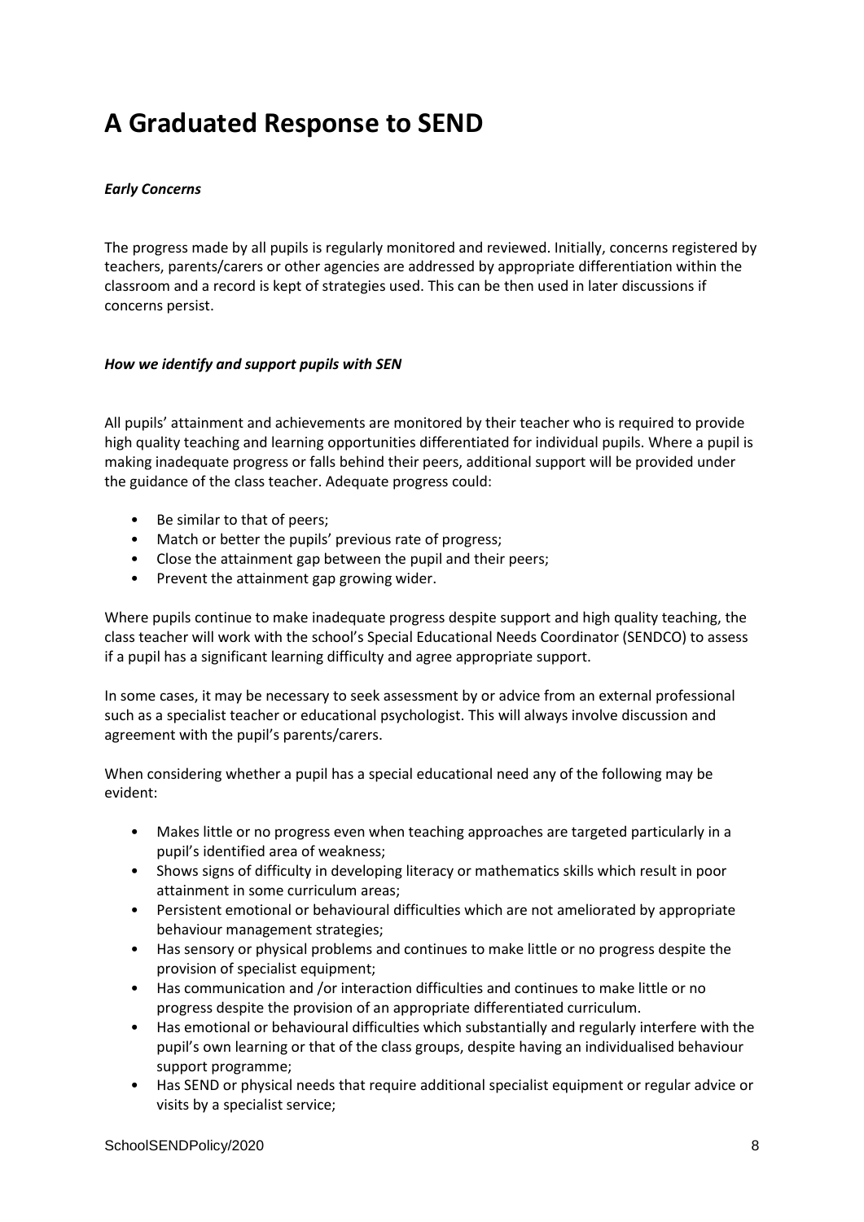# A Graduated Response to SEND

***Early Concerns***

The progress made by all pupils is regularly monitored and reviewed. Initially, concerns registered by teachers, parents/carers or other agencies are addressed by appropriate differentiation within the classroom and a record is kept of strategies used. This can be then used in later discussions if concerns persist.

***How we identify and support pupils with SEN***

All pupils' attainment and achievements are monitored by their teacher who is required to provide high quality teaching and learning opportunities differentiated for individual pupils. Where a pupil is making inadequate progress or falls behind their peers, additional support will be provided under the guidance of the class teacher. Adequate progress could:

- Be similar to that of peers;
- Match or better the pupils' previous rate of progress;
- Close the attainment gap between the pupil and their peers;
- Prevent the attainment gap growing wider.

Where pupils continue to make inadequate progress despite support and high quality teaching, the class teacher will work with the school's Special Educational Needs Coordinator (SENDCO) to assess if a pupil has a significant learning difficulty and agree appropriate support.

In some cases, it may be necessary to seek assessment by or advice from an external professional such as a specialist teacher or educational psychologist. This will always involve discussion and agreement with the pupil's parents/carers.

When considering whether a pupil has a special educational need any of the following may be evident:

- Makes little or no progress even when teaching approaches are targeted particularly in a pupil's identified area of weakness;
- Shows signs of difficulty in developing literacy or mathematics skills which result in poor attainment in some curriculum areas;
- Persistent emotional or behavioural difficulties which are not ameliorated by appropriate behaviour management strategies;
- Has sensory or physical problems and continues to make little or no progress despite the provision of specialist equipment;
- Has communication and /or interaction difficulties and continues to make little or no progress despite the provision of an appropriate differentiated curriculum.
- Has emotional or behavioural difficulties which substantially and regularly interfere with the pupil's own learning or that of the class groups, despite having an individualised behaviour support programme;
- Has SEND or physical needs that require additional specialist equipment or regular advice or visits by a specialist service;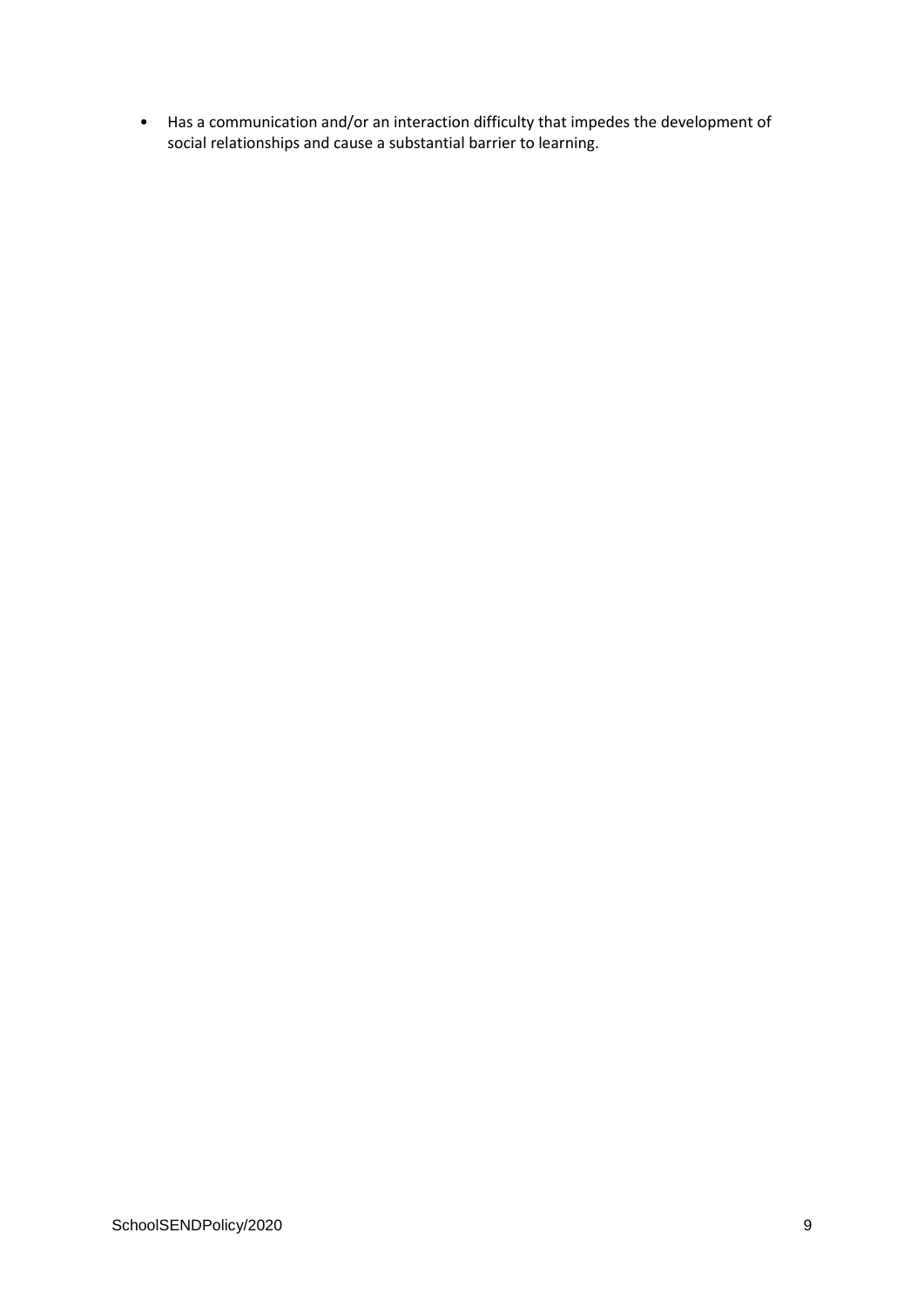- Has a communication and/or an interaction difficulty that impedes the development of social relationships and cause a substantial barrier to learning.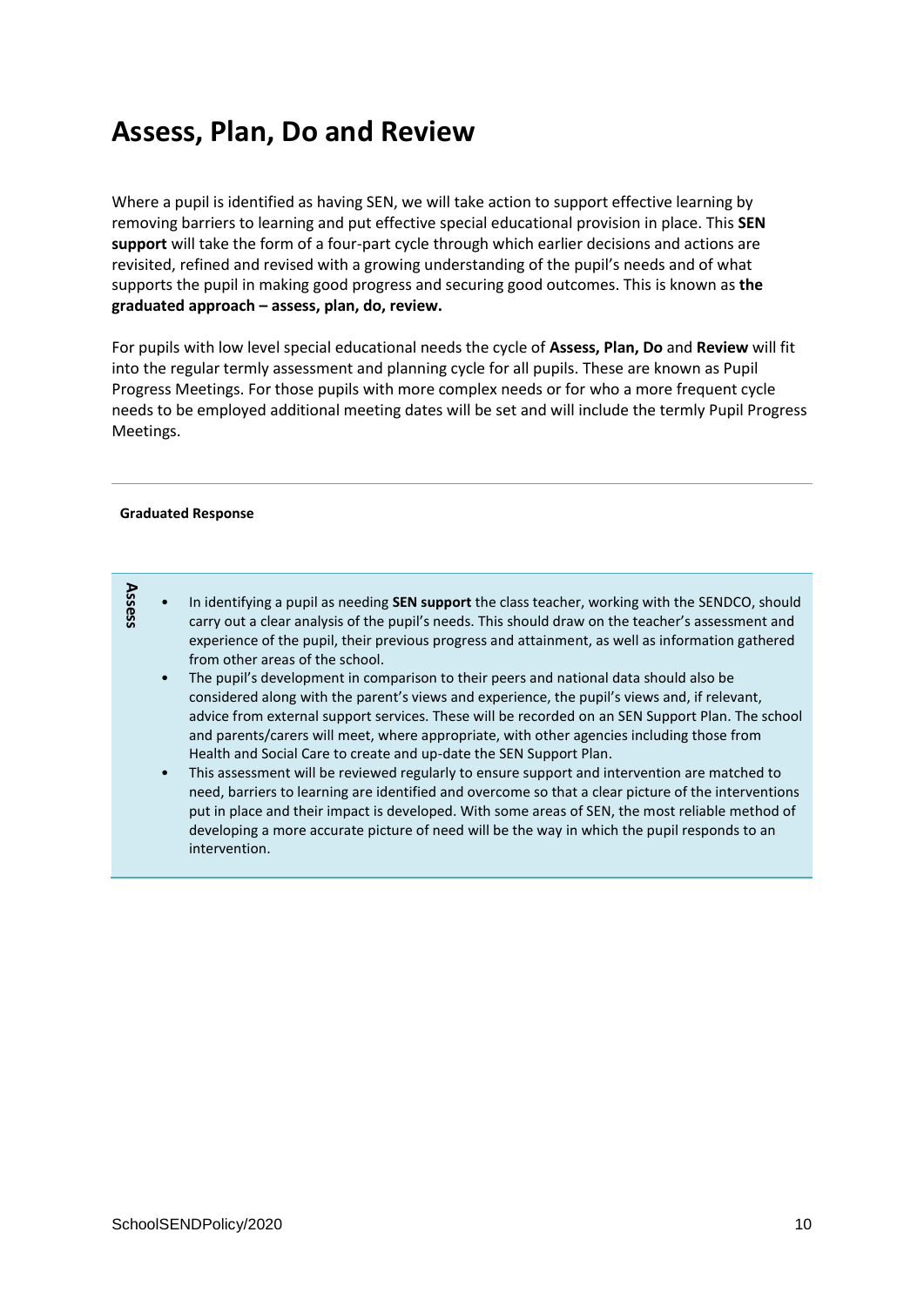# Assess, Plan, Do and Review

Where a pupil is identified as having SEN, we will take action to support effective learning by removing barriers to learning and put effective special educational provision in place. This **SEN support** will take the form of a four-part cycle through which earlier decisions and actions are revisited, refined and revised with a growing understanding of the pupil's needs and of what supports the pupil in making good progress and securing good outcomes. This is known as **the graduated approach – assess, plan, do, review.**

For pupils with low level special educational needs the cycle of **Assess, Plan, Do** and **Review** will fit into the regular termly assessment and planning cycle for all pupils. These are known as Pupil Progress Meetings. For those pupils with more complex needs or for who a more frequent cycle needs to be employed additional meeting dates will be set and will include the termly Pupil Progress Meetings.

---

**Graduated Response**

| | |
|---|---|
| **Assess** | • In identifying a pupil as needing **SEN support** the class teacher, working with the SENDCO, should carry out a clear analysis of the pupil's needs. This should draw on the teacher's assessment and experience of the pupil, their previous progress and attainment, as well as information gathered from other areas of the school.<br>• The pupil's development in comparison to their peers and national data should also be considered along with the parent's views and experience, the pupil's views and, if relevant, advice from external support services. These will be recorded on an SEN Support Plan. The school and parents/carers will meet, where appropriate, with other agencies including those from Health and Social Care to create and up-date the SEN Support Plan.<br>• This assessment will be reviewed regularly to ensure support and intervention are matched to need, barriers to learning are identified and overcome so that a clear picture of the interventions put in place and their impact is developed. With some areas of SEN, the most reliable method of developing a more accurate picture of need will be the way in which the pupil responds to an intervention. |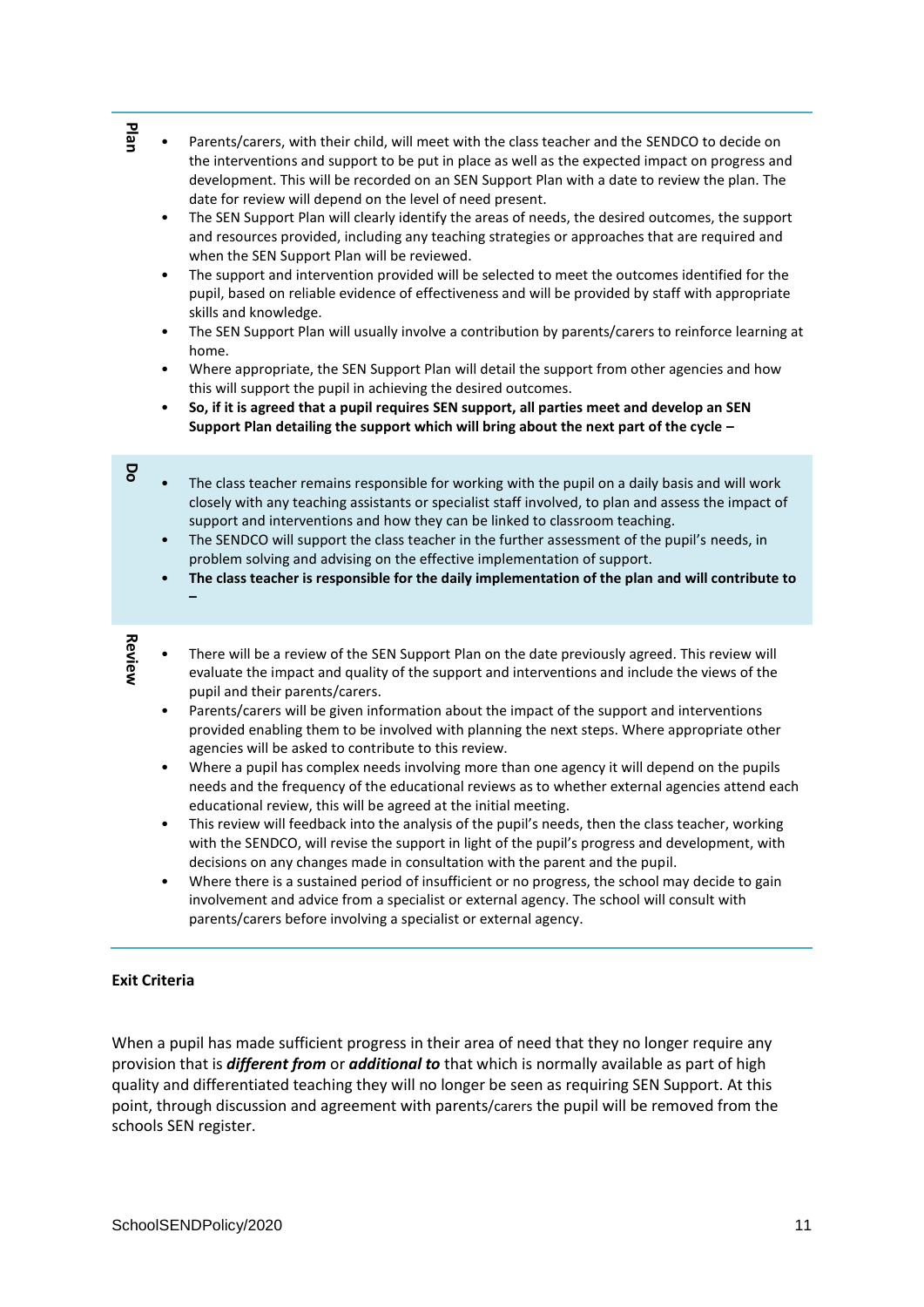**Plan**

- Parents/carers, with their child, will meet with the class teacher and the SENDCO to decide on the interventions and support to be put in place as well as the expected impact on progress and development. This will be recorded on an SEN Support Plan with a date to review the plan. The date for review will depend on the level of need present.
- The SEN Support Plan will clearly identify the areas of needs, the desired outcomes, the support and resources provided, including any teaching strategies or approaches that are required and when the SEN Support Plan will be reviewed.
- The support and intervention provided will be selected to meet the outcomes identified for the pupil, based on reliable evidence of effectiveness and will be provided by staff with appropriate skills and knowledge.
- The SEN Support Plan will usually involve a contribution by parents/carers to reinforce learning at home.
- Where appropriate, the SEN Support Plan will detail the support from other agencies and how this will support the pupil in achieving the desired outcomes.
- **So, if it is agreed that a pupil requires SEN support, all parties meet and develop an SEN Support Plan detailing the support which will bring about the next part of the cycle –**

**Do**

- The class teacher remains responsible for working with the pupil on a daily basis and will work closely with any teaching assistants or specialist staff involved, to plan and assess the impact of support and interventions and how they can be linked to classroom teaching.
- The SENDCO will support the class teacher in the further assessment of the pupil's needs, in problem solving and advising on the effective implementation of support.
- **The class teacher is responsible for the daily implementation of the plan and will contribute to –**

**Review**

- There will be a review of the SEN Support Plan on the date previously agreed. This review will evaluate the impact and quality of the support and interventions and include the views of the pupil and their parents/carers.
- Parents/carers will be given information about the impact of the support and interventions provided enabling them to be involved with planning the next steps. Where appropriate other agencies will be asked to contribute to this review.
- Where a pupil has complex needs involving more than one agency it will depend on the pupils needs and the frequency of the educational reviews as to whether external agencies attend each educational review, this will be agreed at the initial meeting.
- This review will feedback into the analysis of the pupil's needs, then the class teacher, working with the SENDCO, will revise the support in light of the pupil's progress and development, with decisions on any changes made in consultation with the parent and the pupil.
- Where there is a sustained period of insufficient or no progress, the school may decide to gain involvement and advice from a specialist or external agency. The school will consult with parents/carers before involving a specialist or external agency.

**Exit Criteria**

When a pupil has made sufficient progress in their area of need that they no longer require any provision that is ***different from*** or ***additional to*** that which is normally available as part of high quality and differentiated teaching they will no longer be seen as requiring SEN Support. At this point, through discussion and agreement with parents/carers the pupil will be removed from the schools SEN register.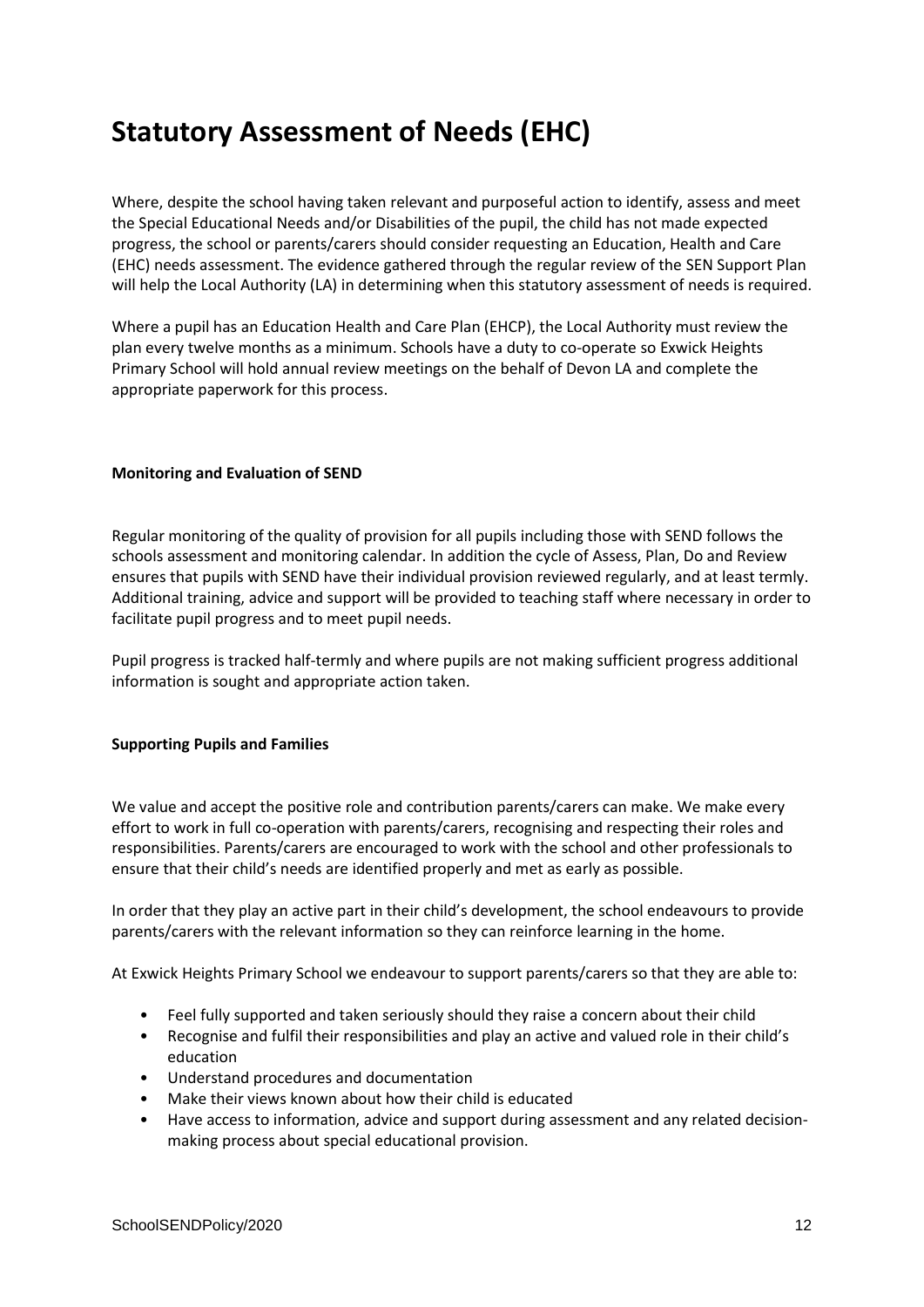# Statutory Assessment of Needs (EHC)

Where, despite the school having taken relevant and purposeful action to identify, assess and meet the Special Educational Needs and/or Disabilities of the pupil, the child has not made expected progress, the school or parents/carers should consider requesting an Education, Health and Care (EHC) needs assessment. The evidence gathered through the regular review of the SEN Support Plan will help the Local Authority (LA) in determining when this statutory assessment of needs is required.

Where a pupil has an Education Health and Care Plan (EHCP), the Local Authority must review the plan every twelve months as a minimum. Schools have a duty to co-operate so Exwick Heights Primary School will hold annual review meetings on the behalf of Devon LA and complete the appropriate paperwork for this process.

**Monitoring and Evaluation of SEND**

Regular monitoring of the quality of provision for all pupils including those with SEND follows the schools assessment and monitoring calendar. In addition the cycle of Assess, Plan, Do and Review ensures that pupils with SEND have their individual provision reviewed regularly, and at least termly. Additional training, advice and support will be provided to teaching staff where necessary in order to facilitate pupil progress and to meet pupil needs.

Pupil progress is tracked half-termly and where pupils are not making sufficient progress additional information is sought and appropriate action taken.

**Supporting Pupils and Families**

We value and accept the positive role and contribution parents/carers can make. We make every effort to work in full co-operation with parents/carers, recognising and respecting their roles and responsibilities. Parents/carers are encouraged to work with the school and other professionals to ensure that their child's needs are identified properly and met as early as possible.

In order that they play an active part in their child's development, the school endeavours to provide parents/carers with the relevant information so they can reinforce learning in the home.

At Exwick Heights Primary School we endeavour to support parents/carers so that they are able to:

- Feel fully supported and taken seriously should they raise a concern about their child
- Recognise and fulfil their responsibilities and play an active and valued role in their child's education
- Understand procedures and documentation
- Make their views known about how their child is educated
- Have access to information, advice and support during assessment and any related decision-making process about special educational provision.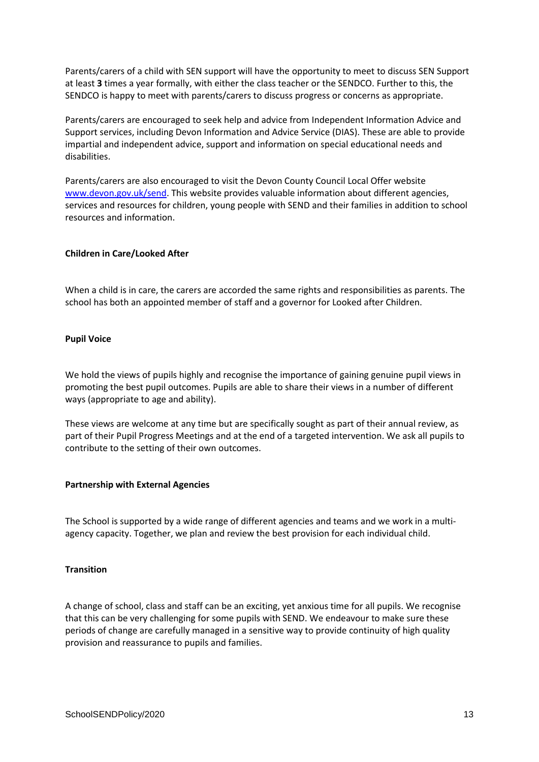Parents/carers of a child with SEN support will have the opportunity to meet to discuss SEN Support at least **3** times a year formally, with either the class teacher or the SENDCO. Further to this, the SENDCO is happy to meet with parents/carers to discuss progress or concerns as appropriate.

Parents/carers are encouraged to seek help and advice from Independent Information Advice and Support services, including Devon Information and Advice Service (DIAS). These are able to provide impartial and independent advice, support and information on special educational needs and disabilities.

Parents/carers are also encouraged to visit the Devon County Council Local Offer website [www.devon.gov.uk/send](http://www.devon.gov.uk/send). This website provides valuable information about different agencies, services and resources for children, young people with SEND and their families in addition to school resources and information.

**Children in Care/Looked After**

When a child is in care, the carers are accorded the same rights and responsibilities as parents. The school has both an appointed member of staff and a governor for Looked after Children.

**Pupil Voice**

We hold the views of pupils highly and recognise the importance of gaining genuine pupil views in promoting the best pupil outcomes. Pupils are able to share their views in a number of different ways (appropriate to age and ability).

These views are welcome at any time but are specifically sought as part of their annual review, as part of their Pupil Progress Meetings and at the end of a targeted intervention. We ask all pupils to contribute to the setting of their own outcomes.

**Partnership with External Agencies**

The School is supported by a wide range of different agencies and teams and we work in a multi-agency capacity. Together, we plan and review the best provision for each individual child.

**Transition**

A change of school, class and staff can be an exciting, yet anxious time for all pupils. We recognise that this can be very challenging for some pupils with SEND. We endeavour to make sure these periods of change are carefully managed in a sensitive way to provide continuity of high quality provision and reassurance to pupils and families.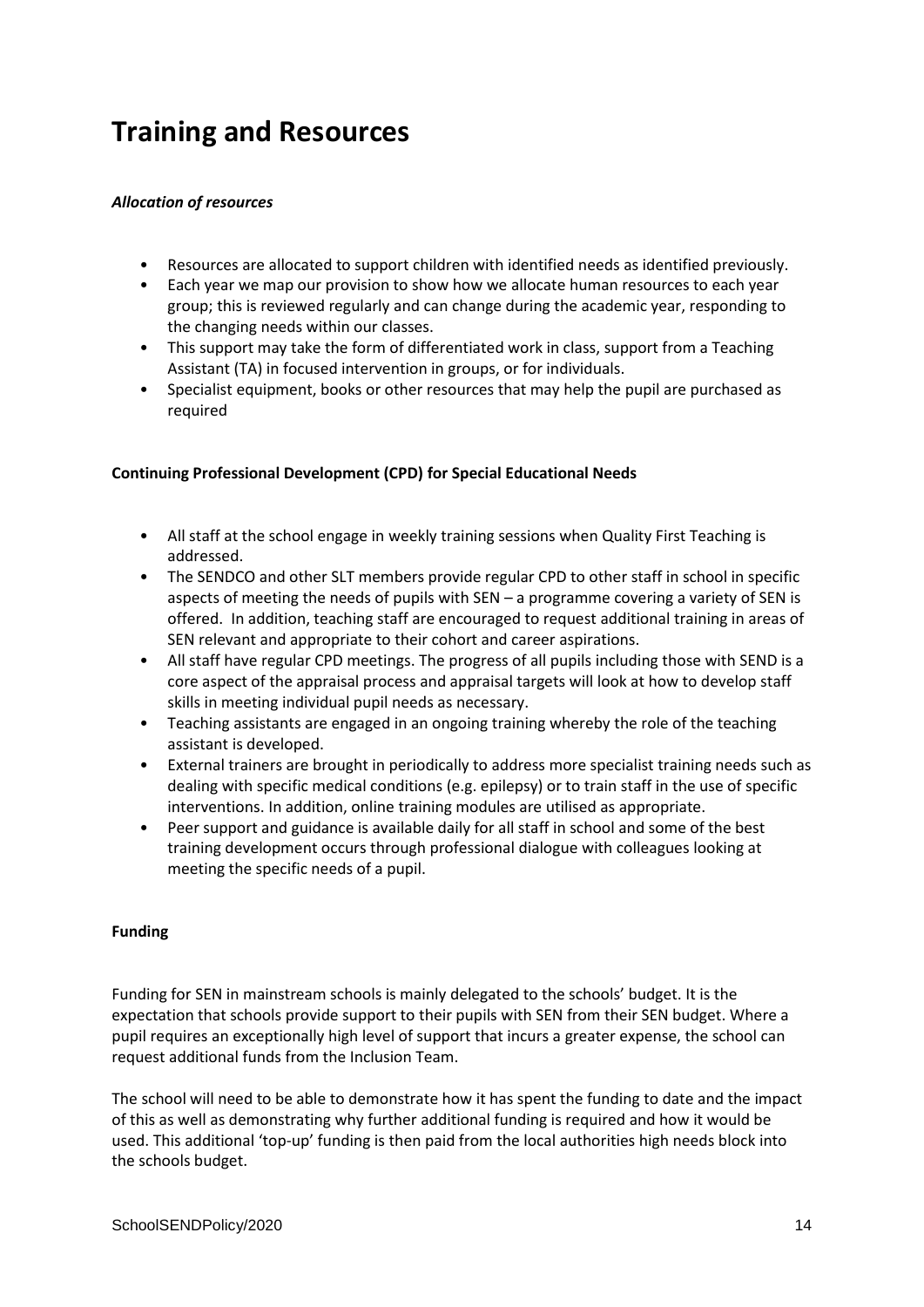# Training and Resources

***Allocation of resources***

- Resources are allocated to support children with identified needs as identified previously.
- Each year we map our provision to show how we allocate human resources to each year group; this is reviewed regularly and can change during the academic year, responding to the changing needs within our classes.
- This support may take the form of differentiated work in class, support from a Teaching Assistant (TA) in focused intervention in groups, or for individuals.
- Specialist equipment, books or other resources that may help the pupil are purchased as required

**Continuing Professional Development (CPD) for Special Educational Needs**

- All staff at the school engage in weekly training sessions when Quality First Teaching is addressed.
- The SENDCO and other SLT members provide regular CPD to other staff in school in specific aspects of meeting the needs of pupils with SEN – a programme covering a variety of SEN is offered. In addition, teaching staff are encouraged to request additional training in areas of SEN relevant and appropriate to their cohort and career aspirations.
- All staff have regular CPD meetings. The progress of all pupils including those with SEND is a core aspect of the appraisal process and appraisal targets will look at how to develop staff skills in meeting individual pupil needs as necessary.
- Teaching assistants are engaged in an ongoing training whereby the role of the teaching assistant is developed.
- External trainers are brought in periodically to address more specialist training needs such as dealing with specific medical conditions (e.g. epilepsy) or to train staff in the use of specific interventions. In addition, online training modules are utilised as appropriate.
- Peer support and guidance is available daily for all staff in school and some of the best training development occurs through professional dialogue with colleagues looking at meeting the specific needs of a pupil.

**Funding**

Funding for SEN in mainstream schools is mainly delegated to the schools' budget. It is the expectation that schools provide support to their pupils with SEN from their SEN budget. Where a pupil requires an exceptionally high level of support that incurs a greater expense, the school can request additional funds from the Inclusion Team.

The school will need to be able to demonstrate how it has spent the funding to date and the impact of this as well as demonstrating why further additional funding is required and how it would be used. This additional 'top-up' funding is then paid from the local authorities high needs block into the schools budget.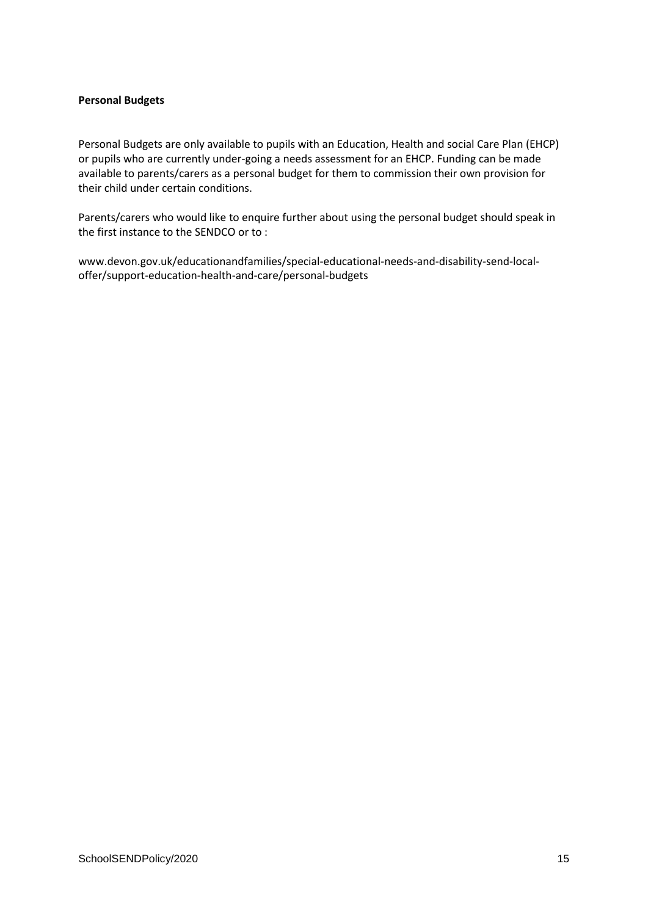**Personal Budgets**

Personal Budgets are only available to pupils with an Education, Health and social Care Plan (EHCP) or pupils who are currently under-going a needs assessment for an EHCP. Funding can be made available to parents/carers as a personal budget for them to commission their own provision for their child under certain conditions.

Parents/carers who would like to enquire further about using the personal budget should speak in the first instance to the SENDCO or to :

www.devon.gov.uk/educationandfamilies/special-educational-needs-and-disability-send-local-offer/support-education-health-and-care/personal-budgets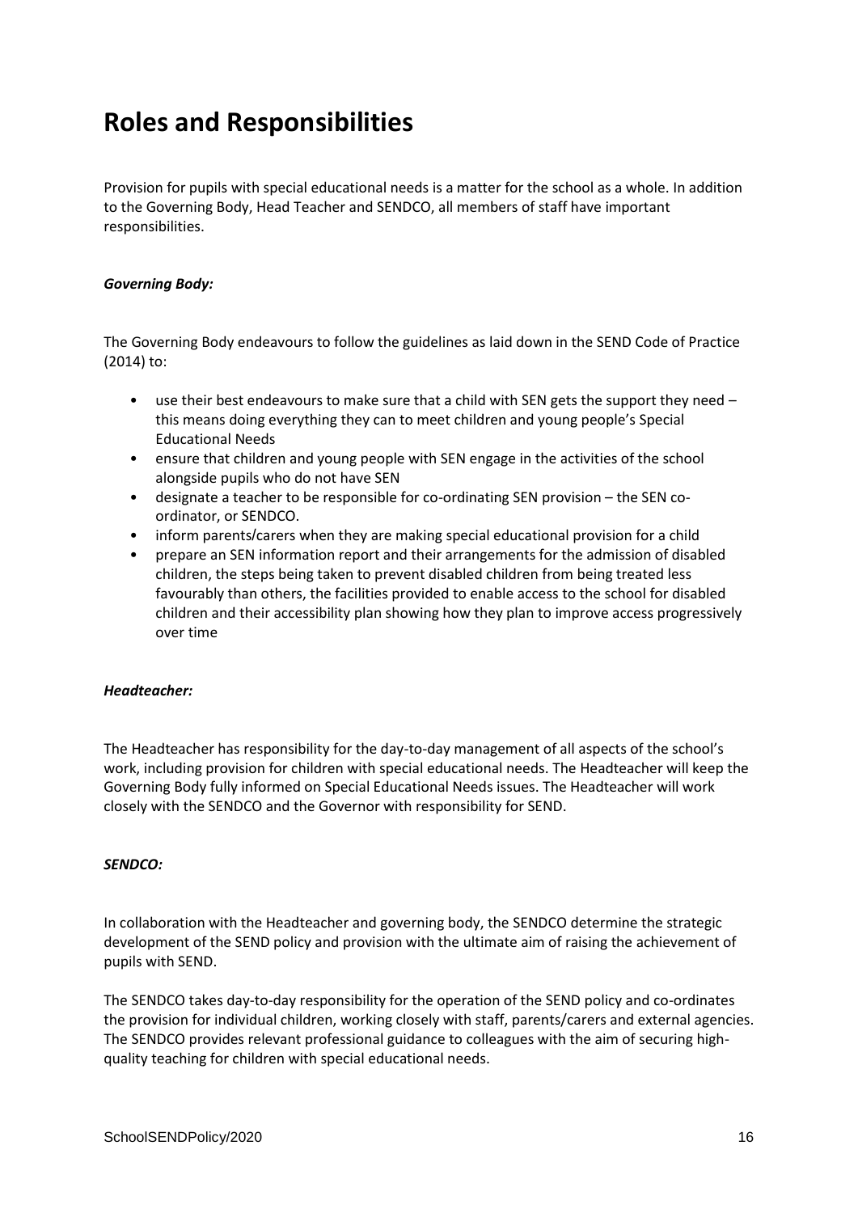# Roles and Responsibilities

Provision for pupils with special educational needs is a matter for the school as a whole. In addition to the Governing Body, Head Teacher and SENDCO, all members of staff have important responsibilities.

***Governing Body:***

The Governing Body endeavours to follow the guidelines as laid down in the SEND Code of Practice (2014) to:

- use their best endeavours to make sure that a child with SEN gets the support they need – this means doing everything they can to meet children and young people's Special Educational Needs
- ensure that children and young people with SEN engage in the activities of the school alongside pupils who do not have SEN
- designate a teacher to be responsible for co-ordinating SEN provision – the SEN co-ordinator, or SENDCO.
- inform parents/carers when they are making special educational provision for a child
- prepare an SEN information report and their arrangements for the admission of disabled children, the steps being taken to prevent disabled children from being treated less favourably than others, the facilities provided to enable access to the school for disabled children and their accessibility plan showing how they plan to improve access progressively over time

***Headteacher:***

The Headteacher has responsibility for the day-to-day management of all aspects of the school's work, including provision for children with special educational needs. The Headteacher will keep the Governing Body fully informed on Special Educational Needs issues. The Headteacher will work closely with the SENDCO and the Governor with responsibility for SEND.

***SENDCO:***

In collaboration with the Headteacher and governing body, the SENDCO determine the strategic development of the SEND policy and provision with the ultimate aim of raising the achievement of pupils with SEND.

The SENDCO takes day-to-day responsibility for the operation of the SEND policy and co-ordinates the provision for individual children, working closely with staff, parents/carers and external agencies. The SENDCO provides relevant professional guidance to colleagues with the aim of securing high-quality teaching for children with special educational needs.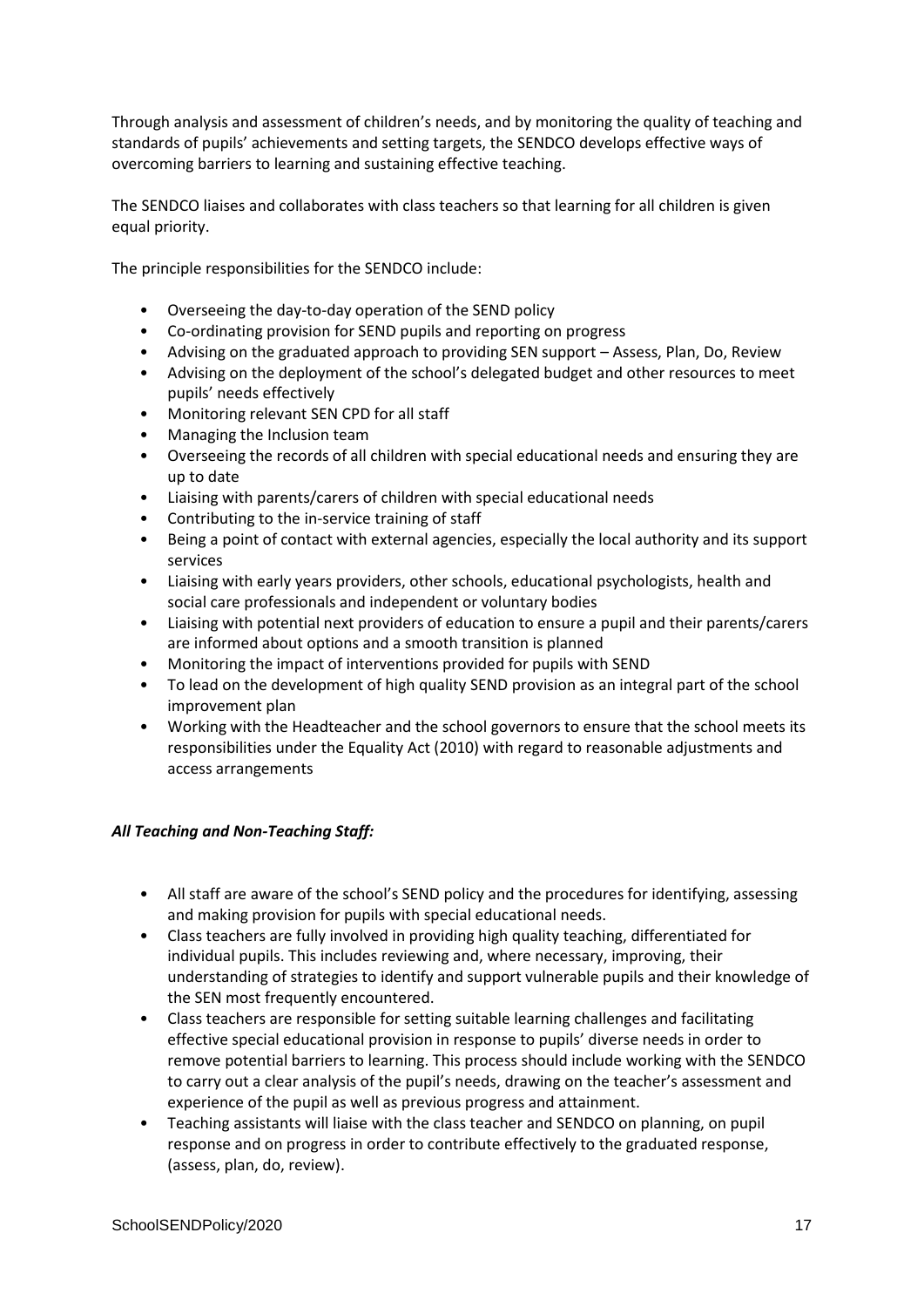Through analysis and assessment of children's needs, and by monitoring the quality of teaching and standards of pupils' achievements and setting targets, the SENDCO develops effective ways of overcoming barriers to learning and sustaining effective teaching.

The SENDCO liaises and collaborates with class teachers so that learning for all children is given equal priority.

The principle responsibilities for the SENDCO include:

- Overseeing the day-to-day operation of the SEND policy
- Co-ordinating provision for SEND pupils and reporting on progress
- Advising on the graduated approach to providing SEN support – Assess, Plan, Do, Review
- Advising on the deployment of the school's delegated budget and other resources to meet pupils' needs effectively
- Monitoring relevant SEN CPD for all staff
- Managing the Inclusion team
- Overseeing the records of all children with special educational needs and ensuring they are up to date
- Liaising with parents/carers of children with special educational needs
- Contributing to the in-service training of staff
- Being a point of contact with external agencies, especially the local authority and its support services
- Liaising with early years providers, other schools, educational psychologists, health and social care professionals and independent or voluntary bodies
- Liaising with potential next providers of education to ensure a pupil and their parents/carers are informed about options and a smooth transition is planned
- Monitoring the impact of interventions provided for pupils with SEND
- To lead on the development of high quality SEND provision as an integral part of the school improvement plan
- Working with the Headteacher and the school governors to ensure that the school meets its responsibilities under the Equality Act (2010) with regard to reasonable adjustments and access arrangements

***All Teaching and Non-Teaching Staff:***

- All staff are aware of the school's SEND policy and the procedures for identifying, assessing and making provision for pupils with special educational needs.
- Class teachers are fully involved in providing high quality teaching, differentiated for individual pupils. This includes reviewing and, where necessary, improving, their understanding of strategies to identify and support vulnerable pupils and their knowledge of the SEN most frequently encountered.
- Class teachers are responsible for setting suitable learning challenges and facilitating effective special educational provision in response to pupils' diverse needs in order to remove potential barriers to learning. This process should include working with the SENDCO to carry out a clear analysis of the pupil's needs, drawing on the teacher's assessment and experience of the pupil as well as previous progress and attainment.
- Teaching assistants will liaise with the class teacher and SENDCO on planning, on pupil response and on progress in order to contribute effectively to the graduated response, (assess, plan, do, review).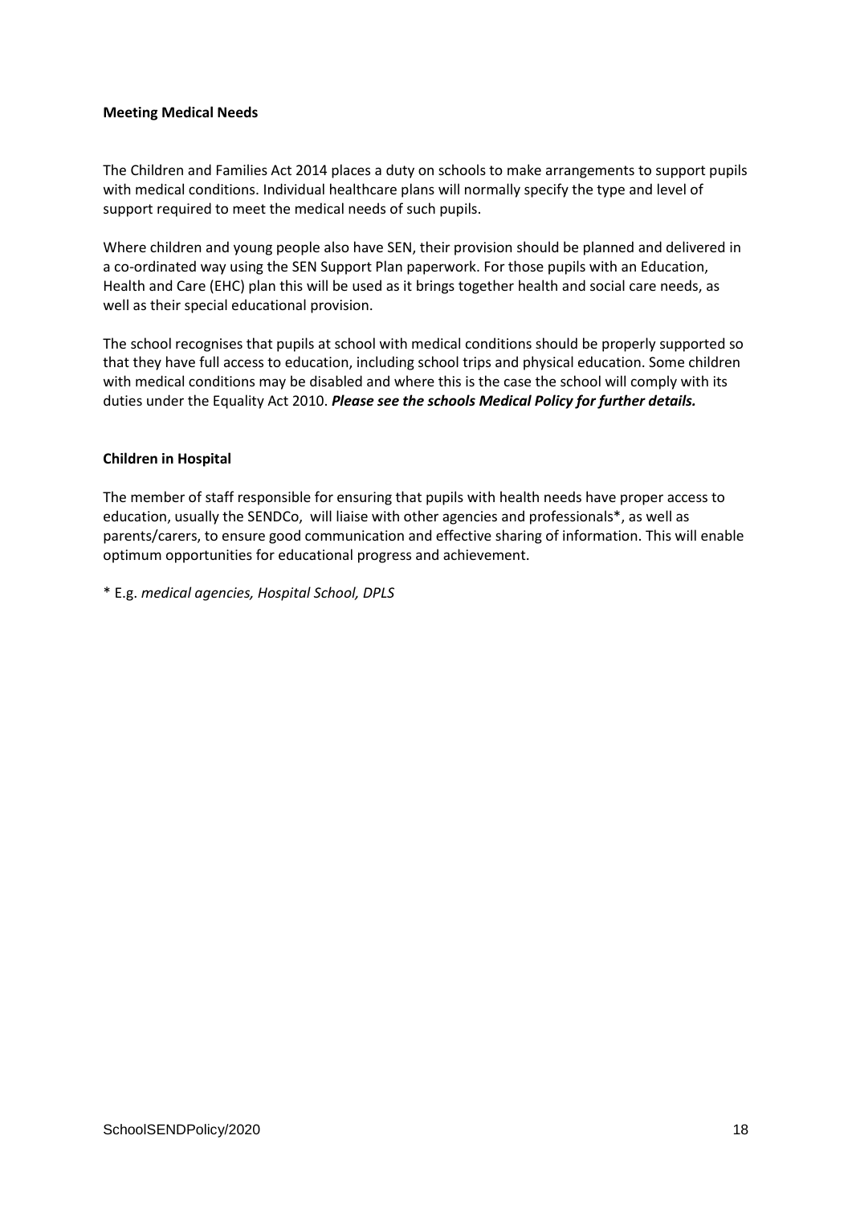**Meeting Medical Needs**

The Children and Families Act 2014 places a duty on schools to make arrangements to support pupils with medical conditions. Individual healthcare plans will normally specify the type and level of support required to meet the medical needs of such pupils.

Where children and young people also have SEN, their provision should be planned and delivered in a co-ordinated way using the SEN Support Plan paperwork. For those pupils with an Education, Health and Care (EHC) plan this will be used as it brings together health and social care needs, as well as their special educational provision.

The school recognises that pupils at school with medical conditions should be properly supported so that they have full access to education, including school trips and physical education. Some children with medical conditions may be disabled and where this is the case the school will comply with its duties under the Equality Act 2010. ***Please see the schools Medical Policy for further details.***

**Children in Hospital**

The member of staff responsible for ensuring that pupils with health needs have proper access to education, usually the SENDCo, will liaise with other agencies and professionals*, as well as parents/carers, to ensure good communication and effective sharing of information. This will enable optimum opportunities for educational progress and achievement.

* E.g. *medical agencies, Hospital School, DPLS*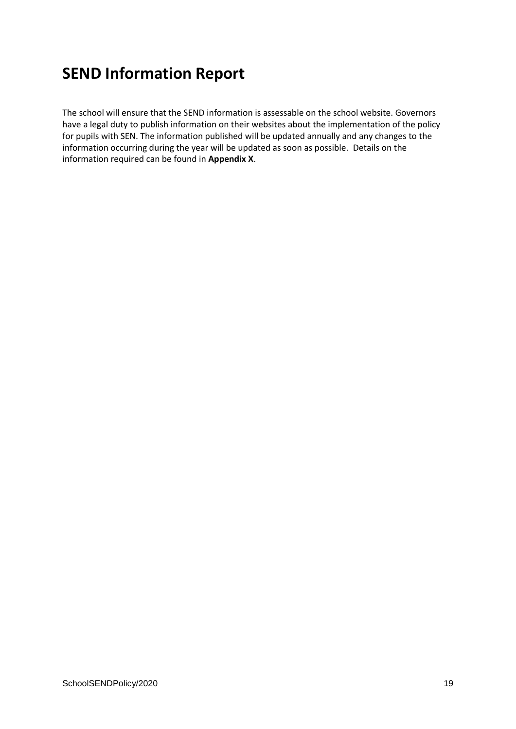# SEND Information Report

The school will ensure that the SEND information is assessable on the school website. Governors have a legal duty to publish information on their websites about the implementation of the policy for pupils with SEN. The information published will be updated annually and any changes to the information occurring during the year will be updated as soon as possible. Details on the information required can be found in **Appendix X**.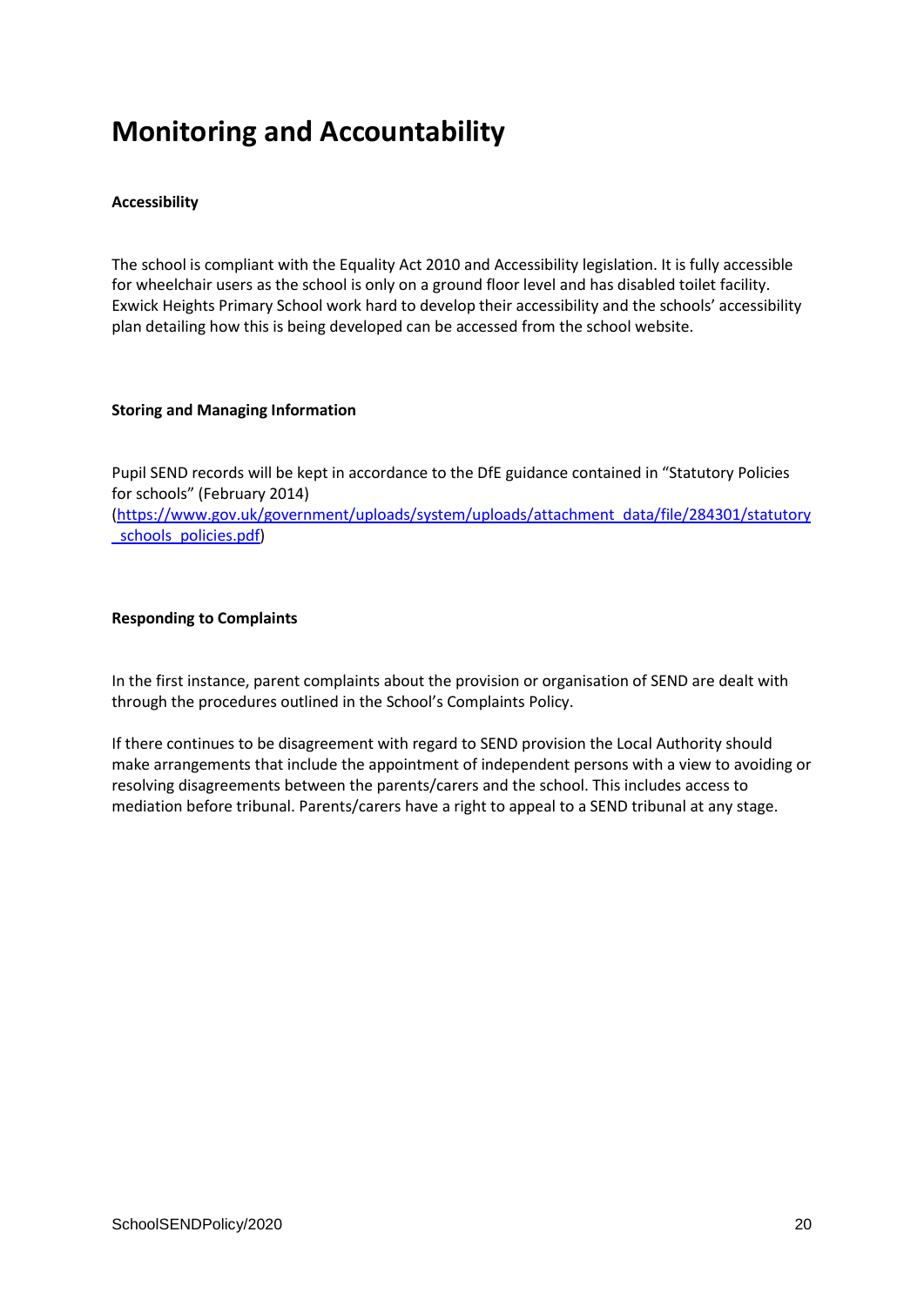# Monitoring and Accountability

**Accessibility**

The school is compliant with the Equality Act 2010 and Accessibility legislation. It is fully accessible for wheelchair users as the school is only on a ground floor level and has disabled toilet facility. Exwick Heights Primary School work hard to develop their accessibility and the schools' accessibility plan detailing how this is being developed can be accessed from the school website.

**Storing and Managing Information**

Pupil SEND records will be kept in accordance to the DfE guidance contained in "Statutory Policies for schools" (February 2014) (https://www.gov.uk/government/uploads/system/uploads/attachment_data/file/284301/statutory_schools_policies.pdf)

**Responding to Complaints**

In the first instance, parent complaints about the provision or organisation of SEND are dealt with through the procedures outlined in the School's Complaints Policy.

If there continues to be disagreement with regard to SEND provision the Local Authority should make arrangements that include the appointment of independent persons with a view to avoiding or resolving disagreements between the parents/carers and the school. This includes access to mediation before tribunal. Parents/carers have a right to appeal to a SEND tribunal at any stage.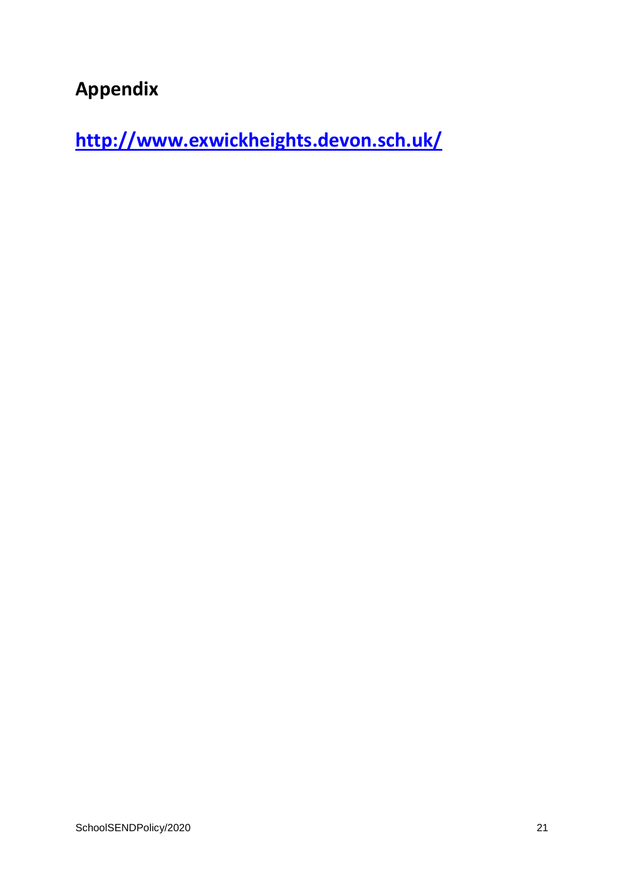# Appendix

**http://www.exwickheights.devon.sch.uk/**